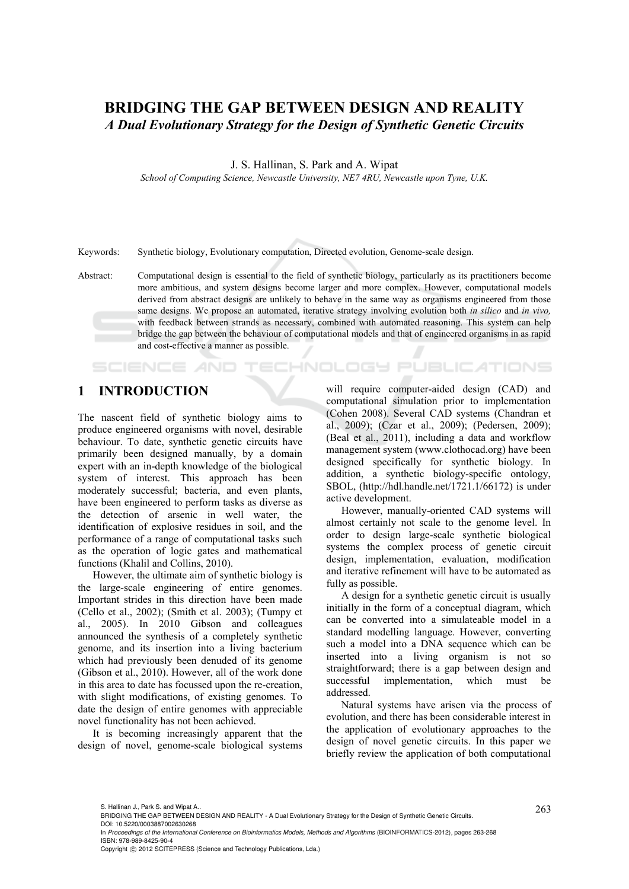# BRIDGING THE GAP BETWEEN DESIGN AND REALITY

## *A Dual Evolutionary Strategy for the Design of Synthetic Genetic Circuits*

J. S. Hallinan, S. Park and A. Wipat

*School of Computing Science, Newcastle University, NE7 4RU, Newcastle upon Tyne, U.K.*

Keywords: Synthetic biology, Evolutionary computation, Directed evolution, Genome-scale design.

Abstract: Computational design is essential to the field of synthetic biology, particularly as its practitioners become more ambitious, and system designs become larger and more complex. However, computational models derived from abstract designs are unlikely to behave in the same way as organisms engineered from those same designs. We propose an automated, iterative strategy involving evolution both *in silico* and *in vivo,* with feedback between strands as necessary, combined with automated reasoning. This system can help bridge the gap between the behaviour of computational models and that of engineered organisms in as rapid and cost-effective a manner as possible.

## 1 INTRODUCTION

The nascent field of synthetic biology aims to produce engineered organisms with novel, desirable behaviour. To date, synthetic genetic circuits have primarily been designed manually, by a domain expert with an in-depth knowledge of the biological system of interest. This approach has been moderately successful; bacteria, and even plants, have been engineered to perform tasks as diverse as the detection of arsenic in well water, the identification of explosive residues in soil, and the performance of a range of computational tasks such as the operation of logic gates and mathematical functions (Khalil and Collins, 2010).

However, the ultimate aim of synthetic biology is the large-scale engineering of entire genomes. Important strides in this direction have been made (Cello et al., 2002); (Smith et al. 2003); (Tumpy et al., 2005). In 2010 Gibson and colleagues announced the synthesis of a completely synthetic genome, and its insertion into a living bacterium which had previously been denuded of its genome (Gibson et al., 2010). However, all of the work done in this area to date has focussed upon the re-creation, with slight modifications, of existing genomes. To date the design of entire genomes with appreciable novel functionality has not been achieved.

It is becoming increasingly apparent that the design of novel, genome-scale biological systems will require computer-aided design (CAD) and computational simulation prior to implementation (Cohen 2008). Several CAD systems (Chandran et al., 2009); (Czar et al., 2009); (Pedersen, 2009); (Beal et al., 2011), including a data and workflow management system (www.clothocad.org) have been designed specifically for synthetic biology. In addition, a synthetic biology-specific ontology, SBOL, (http://hdl.handle.net/1721.1/66172) is under active development.

However, manually-oriented CAD systems will almost certainly not scale to the genome level. In order to design large-scale synthetic biological systems the complex process of genetic circuit design, implementation, evaluation, modification and iterative refinement will have to be automated as fully as possible.

A design for a synthetic genetic circuit is usually initially in the form of a conceptual diagram, which can be converted into a simulateable model in a standard modelling language. However, converting such a model into a DNA sequence which can be inserted into a living organism is not so straightforward; there is a gap between design and successful implementation, which must be addressed.

Natural systems have arisen via the process of evolution, and there has been considerable interest in the application of evolutionary approaches to the design of novel genetic circuits. In this paper we briefly review the application of both computational

S. Hallinan J., Park S. and Wipat A..
BRIDGING THE GAP BETWEEN DESIGN AND REALITY - A Dual Evolutionary Strategy for the Design of Synthetic Genetic Circuits.
DOI: 10.5220/0003887002630268
In *Proceedings of the International Conference on Bioinformatics Models, Methods and Algorithms* (BIOINFORMATICS-2012), pages 263-268
ISBN: 978-989-8425-90-4
Copyright © 2012 SCITEPRESS (Science and Technology Publications, Lda.)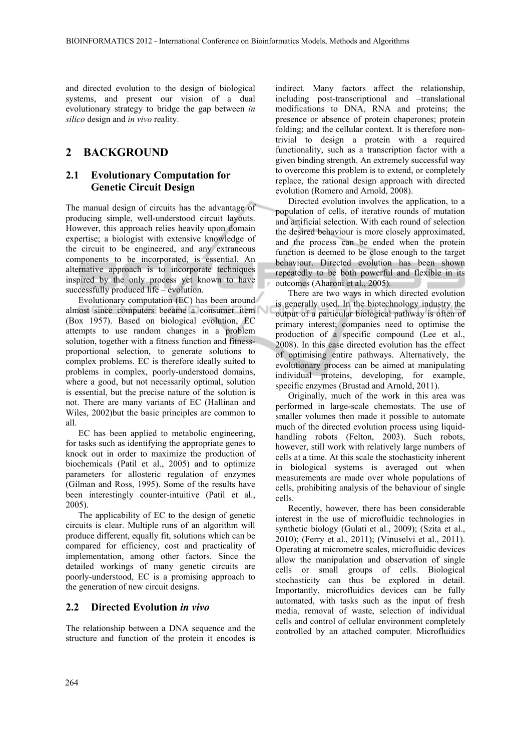and directed evolution to the design of biological systems, and present our vision of a dual evolutionary strategy to bridge the gap between *in silico* design and *in vivo* reality.

## 2 BACKGROUND

### 2.1 Evolutionary Computation for Genetic Circuit Design

The manual design of circuits has the advantage of producing simple, well-understood circuit layouts. However, this approach relies heavily upon domain expertise; a biologist with extensive knowledge of the circuit to be engineered, and any extraneous components to be incorporated, is essential. An alternative approach is to incorporate techniques inspired by the only process yet known to have successfully produced life – evolution.

Evolutionary computation (EC) has been around almost since computers became a consumer item (Box 1957). Based on biological evolution, EC attempts to use random changes in a problem solution, together with a fitness function and fitness-proportional selection, to generate solutions to complex problems. EC is therefore ideally suited to problems in complex, poorly-understood domains, where a good, but not necessarily optimal, solution is essential, but the precise nature of the solution is not. There are many variants of EC (Hallinan and Wiles, 2002)but the basic principles are common to all.

EC has been applied to metabolic engineering, for tasks such as identifying the appropriate genes to knock out in order to maximize the production of biochemicals (Patil et al., 2005) and to optimize parameters for allosteric regulation of enzymes (Gilman and Ross, 1995). Some of the results have been interestingly counter-intuitive (Patil et al., 2005).

The applicability of EC to the design of genetic circuits is clear. Multiple runs of an algorithm will produce different, equally fit, solutions which can be compared for efficiency, cost and practicality of implementation, among other factors. Since the detailed workings of many genetic circuits are poorly-understood, EC is a promising approach to the generation of new circuit designs.

### 2.2 Directed Evolution *in vivo*

The relationship between a DNA sequence and the structure and function of the protein it encodes is indirect. Many factors affect the relationship, including post-transcriptional and –translational modifications to DNA, RNA and proteins; the presence or absence of protein chaperones; protein folding; and the cellular context. It is therefore non-trivial to design a protein with a required functionality, such as a transcription factor with a given binding strength. An extremely successful way to overcome this problem is to extend, or completely replace, the rational design approach with directed evolution (Romero and Arnold, 2008).

Directed evolution involves the application, to a population of cells, of iterative rounds of mutation and artificial selection. With each round of selection the desired behaviour is more closely approximated, and the process can be ended when the protein function is deemed to be close enough to the target behaviour. Directed evolution has been shown repeatedly to be both powerful and flexible in its outcomes (Aharoni et al., 2005).

There are two ways in which directed evolution is generally used. In the biotechnology industry the output of a particular biological pathway is often of primary interest; companies need to optimise the production of a specific compound (Lee et al., 2008). In this case directed evolution has the effect of optimising entire pathways. Alternatively, the evolutionary process can be aimed at manipulating individual proteins, developing, for example, specific enzymes (Brustad and Arnold, 2011).

Originally, much of the work in this area was performed in large-scale chemostats. The use of smaller volumes then made it possible to automate much of the directed evolution process using liquid-handling robots (Felton, 2003). Such robots, however, still work with relatively large numbers of cells at a time. At this scale the stochasticity inherent in biological systems is averaged out when measurements are made over whole populations of cells, prohibiting analysis of the behaviour of single cells.

Recently, however, there has been considerable interest in the use of microfluidic technologies in synthetic biology (Gulati et al., 2009); (Szita et al., 2010); (Ferry et al., 2011); (Vinuselvi et al., 2011). Operating at micrometre scales, microfluidic devices allow the manipulation and observation of single cells or small groups of cells. Biological stochasticity can thus be explored in detail. Importantly, microfluidics devices can be fully automated, with tasks such as the input of fresh media, removal of waste, selection of individual cells and control of cellular environment completely controlled by an attached computer. Microfluidics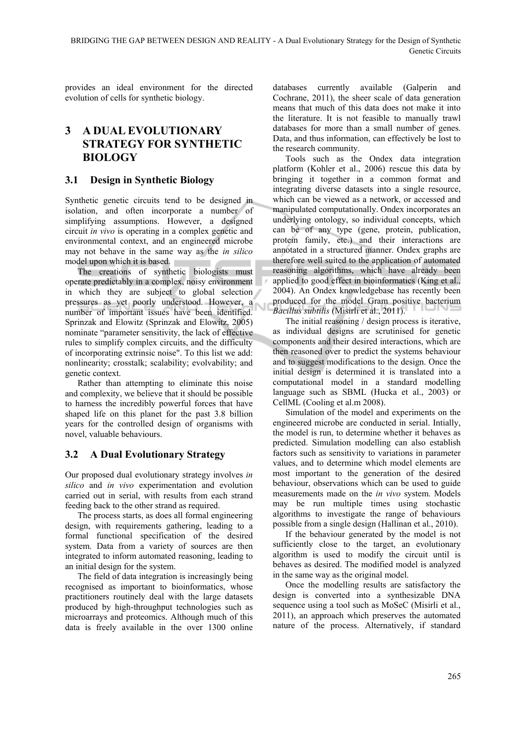provides an ideal environment for the directed evolution of cells for synthetic biology.

## 3 A DUAL EVOLUTIONARY STRATEGY FOR SYNTHETIC BIOLOGY

### 3.1 Design in Synthetic Biology

Synthetic genetic circuits tend to be designed in isolation, and often incorporate a number of simplifying assumptions. However, a designed circuit *in vivo* is operating in a complex genetic and environmental context, and an engineered microbe may not behave in the same way as the *in silico* model upon which it is based.

The creations of synthetic biologists must operate predictably in a complex, noisy environment in which they are subject to global selection pressures as yet poorly understood. However, a number of important issues have been identified. Sprinzak and Elowitz (Sprinzak and Elowitz, 2005) nominate "parameter sensitivity, the lack of effective rules to simplify complex circuits, and the difficulty of incorporating extrinsic noise". To this list we add: nonlinearity; crosstalk; scalability; evolvability; and genetic context.

Rather than attempting to eliminate this noise and complexity, we believe that it should be possible to harness the incredibly powerful forces that have shaped life on this planet for the past 3.8 billion years for the controlled design of organisms with novel, valuable behaviours.

### 3.2 A Dual Evolutionary Strategy

Our proposed dual evolutionary strategy involves *in silico* and *in vivo* experimentation and evolution carried out in serial, with results from each strand feeding back to the other strand as required.

The process starts, as does all formal engineering design, with requirements gathering, leading to a formal functional specification of the desired system. Data from a variety of sources are then integrated to inform automated reasoning, leading to an initial design for the system.

The field of data integration is increasingly being recognised as important to bioinformatics, whose practitioners routinely deal with the large datasets produced by high-throughput technologies such as microarrays and proteomics. Although much of this data is freely available in the over 1300 online databases currently available (Galperin and Cochrane, 2011), the sheer scale of data generation means that much of this data does not make it into the literature. It is not feasible to manually trawl databases for more than a small number of genes. Data, and thus information, can effectively be lost to the research community.

Tools such as the Ondex data integration platform (Kohler et al., 2006) rescue this data by bringing it together in a common format and integrating diverse datasets into a single resource, which can be viewed as a network, or accessed and manipulated computationally. Ondex incorporates an underlying ontology, so individual concepts, which can be of any type (gene, protein, publication, protein family, etc.) and their interactions are annotated in a structured manner. Ondex graphs are therefore well suited to the application of automated reasoning algorithms, which have already been applied to good effect in bioinformatics (King et al., 2004). An Ondex knowledgebase has recently been produced for the model Gram positive bacterium *Bacillus subtilis* (Misirli et al., 2011).

The initial reasoning / design process is iterative, as individual designs are scrutinised for genetic components and their desired interactions, which are then reasoned over to predict the systems behaviour and to suggest modifications to the design. Once the initial design is determined it is translated into a computational model in a standard modelling language such as SBML (Hucka et al., 2003) or CellML (Cooling et al.m 2008).

Simulation of the model and experiments on the engineered microbe are conducted in serial. Intially, the model is run, to determine whether it behaves as predicted. Simulation modelling can also establish factors such as sensitivity to variations in parameter values, and to determine which model elements are most important to the generation of the desired behaviour, observations which can be used to guide measurements made on the *in vivo* system. Models may be run multiple times using stochastic algorithms to investigate the range of behaviours possible from a single design (Hallinan et al., 2010).

If the behaviour generated by the model is not sufficiently close to the target, an evolutionary algorithm is used to modify the circuit until is behaves as desired. The modified model is analyzed in the same way as the original model.

Once the modelling results are satisfactory the design is converted into a synthesizable DNA sequence using a tool such as MoSeC (Misirli et al., 2011), an approach which preserves the automated nature of the process. Alternatively, if standard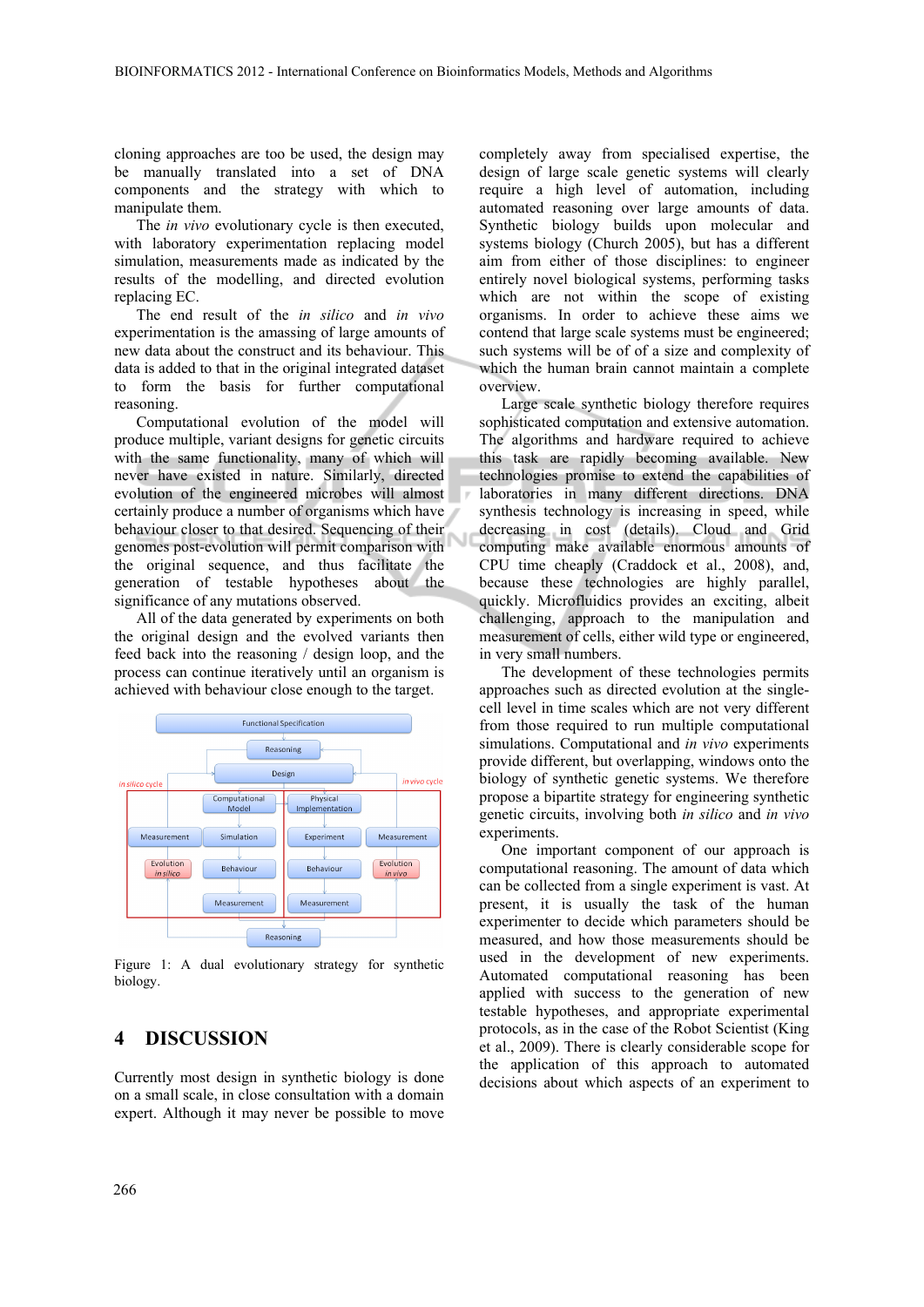cloning approaches are too be used, the design may be manually translated into a set of DNA components and the strategy with which to manipulate them.

The *in vivo* evolutionary cycle is then executed, with laboratory experimentation replacing model simulation, measurements made as indicated by the results of the modelling, and directed evolution replacing EC.

The end result of the *in silico* and *in vivo* experimentation is the amassing of large amounts of new data about the construct and its behaviour. This data is added to that in the original integrated dataset to form the basis for further computational reasoning.

Computational evolution of the model will produce multiple, variant designs for genetic circuits with the same functionality, many of which will never have existed in nature. Similarly, directed evolution of the engineered microbes will almost certainly produce a number of organisms which have behaviour closer to that desired. Sequencing of their genomes post-evolution will permit comparison with the original sequence, and thus facilitate the generation of testable hypotheses about the significance of any mutations observed.

All of the data generated by experiments on both the original design and the evolved variants then feed back into the reasoning / design loop, and the process can continue iteratively until an organism is achieved with behaviour close enough to the target.

Figure 1: A dual evolutionary strategy for synthetic biology.

## 4 DISCUSSION

Currently most design in synthetic biology is done on a small scale, in close consultation with a domain expert. Although it may never be possible to move completely away from specialised expertise, the design of large scale genetic systems will clearly require a high level of automation, including automated reasoning over large amounts of data. Synthetic biology builds upon molecular and systems biology (Church 2005), but has a different aim from either of those disciplines: to engineer entirely novel biological systems, performing tasks which are not within the scope of existing organisms. In order to achieve these aims we contend that large scale systems must be engineered; such systems will be of of a size and complexity of which the human brain cannot maintain a complete overview.

Large scale synthetic biology therefore requires sophisticated computation and extensive automation. The algorithms and hardware required to achieve this task are rapidly becoming available. New technologies promise to extend the capabilities of laboratories in many different directions. DNA synthesis technology is increasing in speed, while decreasing in cost (details). Cloud and Grid computing make available enormous amounts of CPU time cheaply (Craddock et al., 2008), and, because these technologies are highly parallel, quickly. Microfluidics provides an exciting, albeit challenging, approach to the manipulation and measurement of cells, either wild type or engineered, in very small numbers.

The development of these technologies permits approaches such as directed evolution at the single-cell level in time scales which are not very different from those required to run multiple computational simulations. Computational and *in vivo* experiments provide different, but overlapping, windows onto the biology of synthetic genetic systems. We therefore propose a bipartite strategy for engineering synthetic genetic circuits, involving both *in silico* and *in vivo* experiments.

One important component of our approach is computational reasoning. The amount of data which can be collected from a single experiment is vast. At present, it is usually the task of the human experimenter to decide which parameters should be measured, and how those measurements should be used in the development of new experiments. Automated computational reasoning has been applied with success to the generation of new testable hypotheses, and appropriate experimental protocols, as in the case of the Robot Scientist (King et al., 2009). There is clearly considerable scope for the application of this approach to automated decisions about which aspects of an experiment to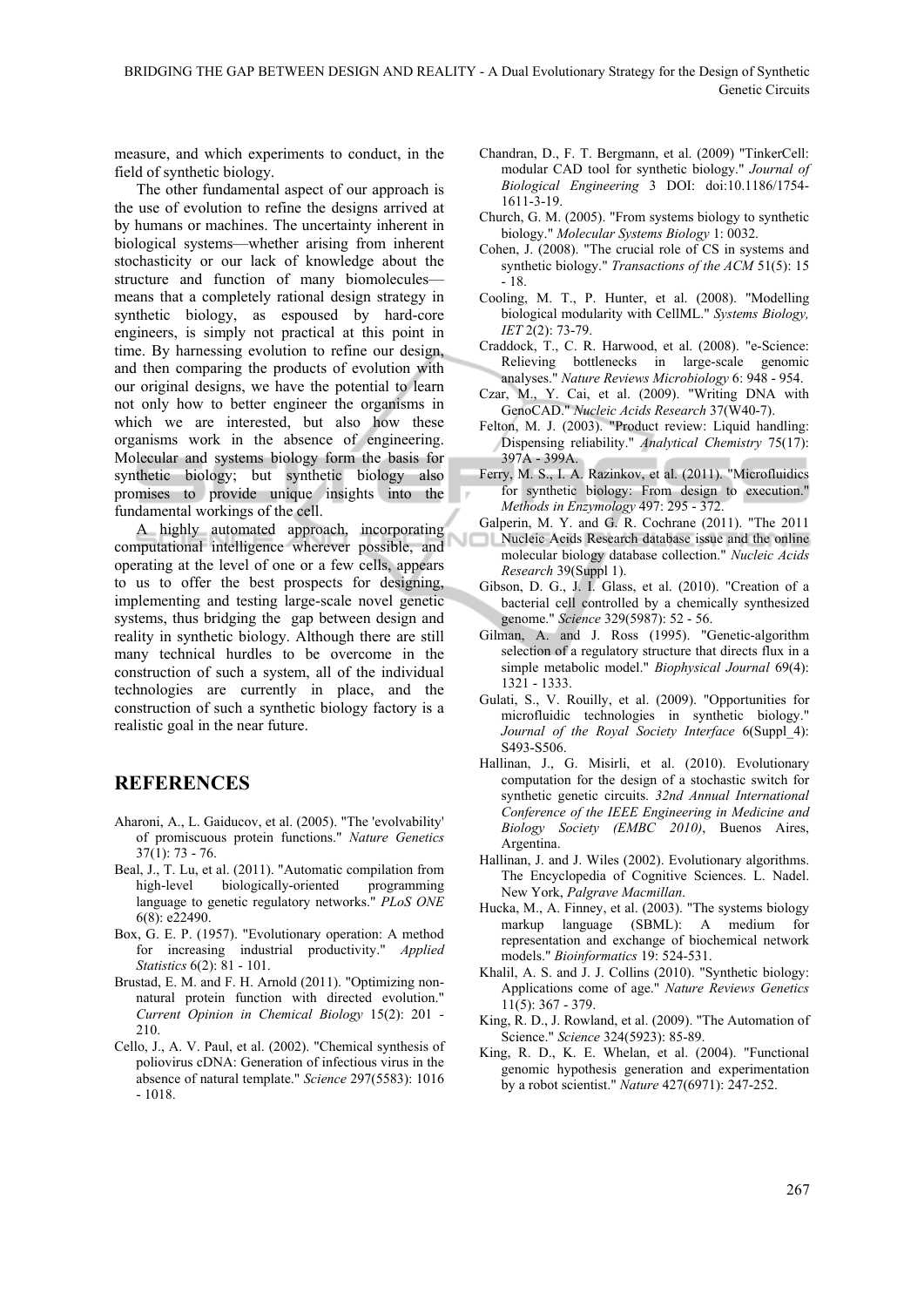measure, and which experiments to conduct, in the field of synthetic biology.

The other fundamental aspect of our approach is the use of evolution to refine the designs arrived at by humans or machines. The uncertainty inherent in biological systems—whether arising from inherent stochasticity or our lack of knowledge about the structure and function of many biomolecules—means that a completely rational design strategy in synthetic biology, as espoused by hard-core engineers, is simply not practical at this point in time. By harnessing evolution to refine our design, and then comparing the products of evolution with our original designs, we have the potential to learn not only how to better engineer the organisms in which we are interested, but also how these organisms work in the absence of engineering. Molecular and systems biology form the basis for synthetic biology; but synthetic biology also promises to provide unique insights into the fundamental workings of the cell.

A highly automated approach, incorporating computational intelligence wherever possible, and operating at the level of one or a few cells, appears to us to offer the best prospects for designing, implementing and testing large-scale novel genetic systems, thus bridging the gap between design and reality in synthetic biology. Although there are still many technical hurdles to be overcome in the construction of such a system, all of the individual technologies are currently in place, and the construction of such a synthetic biology factory is a realistic goal in the near future.

## REFERENCES

Aharoni, A., L. Gaiducov, et al. (2005). "The 'evolvability' of promiscuous protein functions." *Nature Genetics* 37(1): 73 - 76.

Beal, J., T. Lu, et al. (2011). "Automatic compilation from high-level biologically-oriented programming language to genetic regulatory networks." *PLoS ONE* 6(8): e22490.

Box, G. E. P. (1957). "Evolutionary operation: A method for increasing industrial productivity." *Applied Statistics* 6(2): 81 - 101.

Brustad, E. M. and F. H. Arnold (2011). "Optimizing non-natural protein function with directed evolution." *Current Opinion in Chemical Biology* 15(2): 201 - 210.

Cello, J., A. V. Paul, et al. (2002). "Chemical synthesis of poliovirus cDNA: Generation of infectious virus in the absence of natural template." *Science* 297(5583): 1016 - 1018.

Chandran, D., F. T. Bergmann, et al. (2009) "TinkerCell: modular CAD tool for synthetic biology." *Journal of Biological Engineering* 3 DOI: doi:10.1186/1754-1611-3-19.

Church, G. M. (2005). "From systems biology to synthetic biology." *Molecular Systems Biology* 1: 0032.

Cohen, J. (2008). "The crucial role of CS in systems and synthetic biology." *Transactions of the ACM* 51(5): 15 - 18.

Cooling, M. T., P. Hunter, et al. (2008). "Modelling biological modularity with CellML." *Systems Biology, IET* 2(2): 73-79.

Craddock, T., C. R. Harwood, et al. (2008). "e-Science: Relieving bottlenecks in large-scale genomic analyses." *Nature Reviews Microbiology* 6: 948 - 954.

Czar, M., Y. Cai, et al. (2009). "Writing DNA with GenoCAD." *Nucleic Acids Research* 37(W40-7).

Felton, M. J. (2003). "Product review: Liquid handling: Dispensing reliability." *Analytical Chemistry* 75(17): 397A - 399A.

Ferry, M. S., I. A. Razinkov, et al. (2011). "Microfluidics for synthetic biology: From design to execution." *Methods in Enzymology* 497: 295 - 372.

Galperin, M. Y. and G. R. Cochrane (2011). "The 2011 Nucleic Acids Research database issue and the online molecular biology database collection." *Nucleic Acids Research* 39(Suppl 1).

Gibson, D. G., J. I. Glass, et al. (2010). "Creation of a bacterial cell controlled by a chemically synthesized genome." *Science* 329(5987): 52 - 56.

Gilman, A. and J. Ross (1995). "Genetic-algorithm selection of a regulatory structure that directs flux in a simple metabolic model." *Biophysical Journal* 69(4): 1321 - 1333.

Gulati, S., V. Rouilly, et al. (2009). "Opportunities for microfluidic technologies in synthetic biology." *Journal of the Royal Society Interface* 6(Suppl_4): S493-S506.

Hallinan, J., G. Misirli, et al. (2010). Evolutionary computation for the design of a stochastic switch for synthetic genetic circuits. *32nd Annual International Conference of the IEEE Engineering in Medicine and Biology Society (EMBC 2010)*, Buenos Aires, Argentina.

Hallinan, J. and J. Wiles (2002). Evolutionary algorithms. The Encyclopedia of Cognitive Sciences. L. Nadel. New York, *Palgrave Macmillan*.

Hucka, M., A. Finney, et al. (2003). "The systems biology markup language (SBML): A medium for representation and exchange of biochemical network models." *Bioinformatics* 19: 524-531.

Khalil, A. S. and J. J. Collins (2010). "Synthetic biology: Applications come of age." *Nature Reviews Genetics* 11(5): 367 - 379.

King, R. D., J. Rowland, et al. (2009). "The Automation of Science." *Science* 324(5923): 85-89.

King, R. D., K. E. Whelan, et al. (2004). "Functional genomic hypothesis generation and experimentation by a robot scientist." *Nature* 427(6971): 247-252.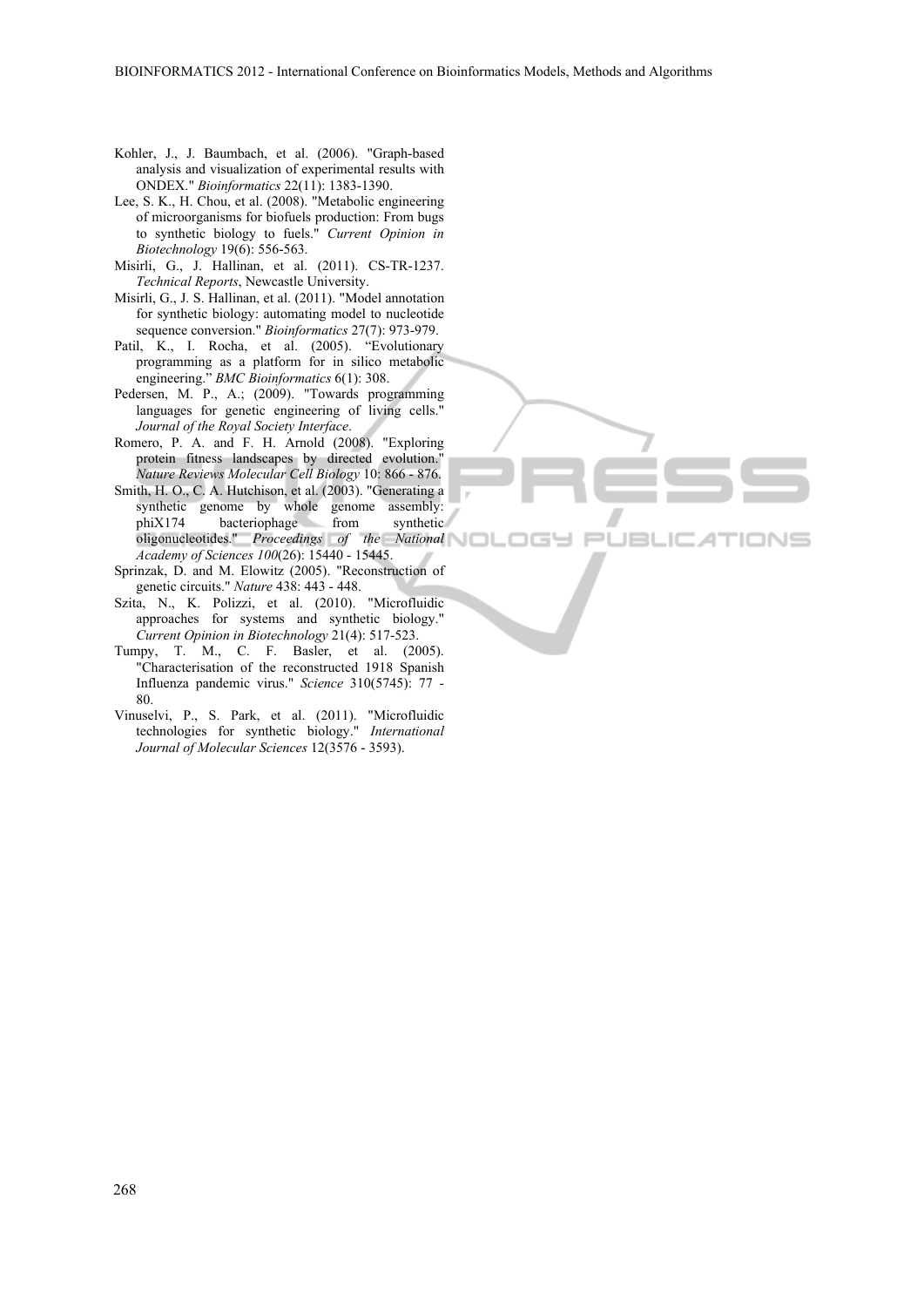Kohler, J., J. Baumbach, et al. (2006). "Graph-based analysis and visualization of experimental results with ONDEX." *Bioinformatics* 22(11): 1383-1390.

Lee, S. K., H. Chou, et al. (2008). "Metabolic engineering of microorganisms for biofuels production: From bugs to synthetic biology to fuels." *Current Opinion in Biotechnology* 19(6): 556-563.

Misirli, G., J. Hallinan, et al. (2011). CS-TR-1237. *Technical Reports*, Newcastle University.

Misirli, G., J. S. Hallinan, et al. (2011). "Model annotation for synthetic biology: automating model to nucleotide sequence conversion." *Bioinformatics* 27(7): 973-979.

Patil, K., I. Rocha, et al. (2005). "Evolutionary programming as a platform for in silico metabolic engineering." *BMC Bioinformatics* 6(1): 308.

Pedersen, M. P., A.; (2009). "Towards programming languages for genetic engineering of living cells." *Journal of the Royal Society Interface*.

Romero, P. A. and F. H. Arnold (2008). "Exploring protein fitness landscapes by directed evolution." *Nature Reviews Molecular Cell Biology* 10: 866 - 876.

Smith, H. O., C. A. Hutchison, et al. (2003). "Generating a synthetic genome by whole genome assembly: phiX174 bacteriophage from synthetic oligonucleotides." *Proceedings of the National Academy of Sciences 100*(26): 15440 - 15445.

Sprinzak, D. and M. Elowitz (2005). "Reconstruction of genetic circuits." *Nature* 438: 443 - 448.

Szita, N., K. Polizzi, et al. (2010). "Microfluidic approaches for systems and synthetic biology." *Current Opinion in Biotechnology* 21(4): 517-523.

Tumpy, T. M., C. F. Basler, et al. (2005). "Characterisation of the reconstructed 1918 Spanish Influenza pandemic virus." *Science* 310(5745): 77 - 80.

Vinuselvi, P., S. Park, et al. (2011). "Microfluidic technologies for synthetic biology." *International Journal of Molecular Sciences* 12(3576 - 3593).